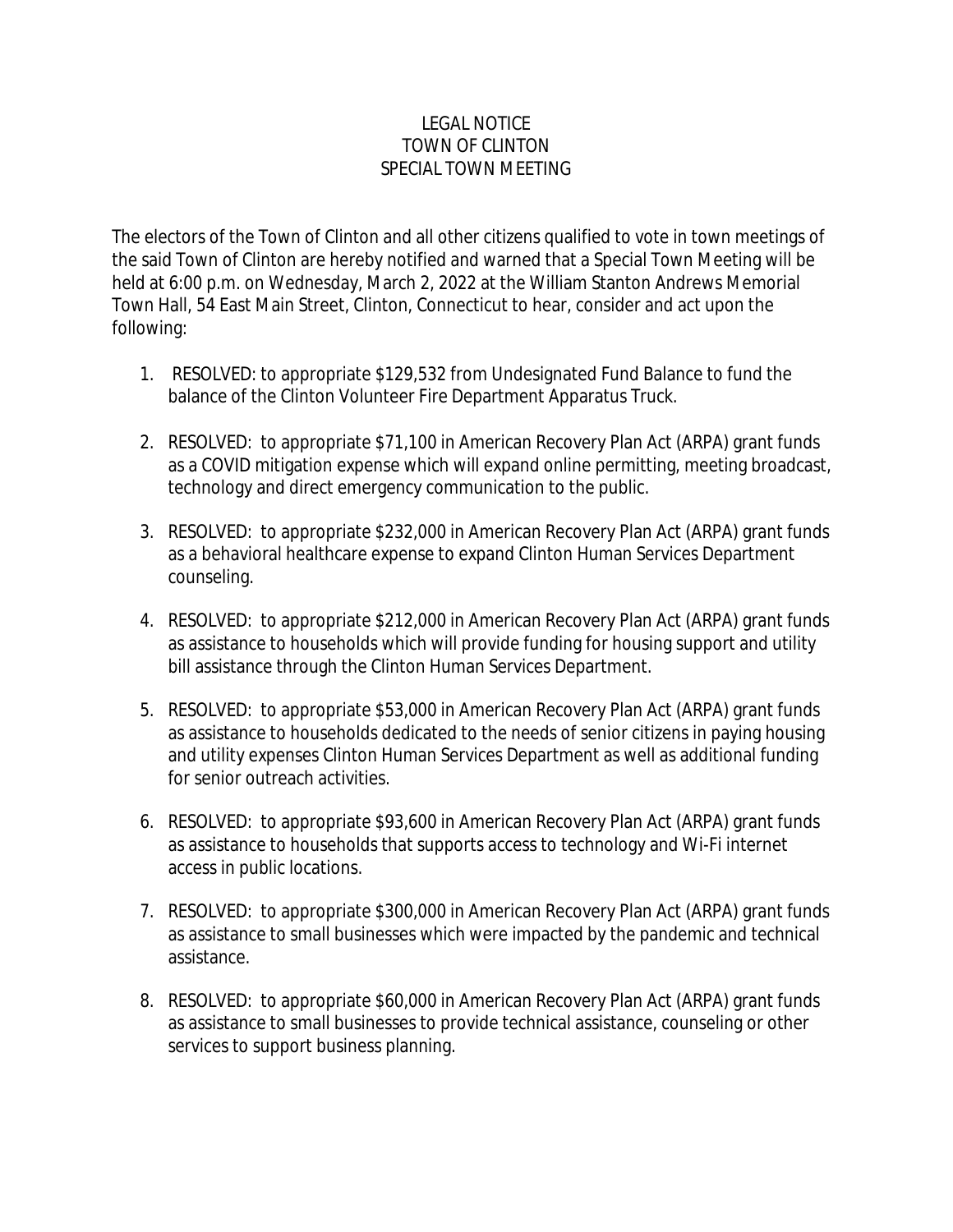# LEGAL NOTICE
# TOWN OF CLINTON
# SPECIAL TOWN MEETING

The electors of the Town of Clinton and all other citizens qualified to vote in town meetings of the said Town of Clinton are hereby notified and warned that a Special Town Meeting will be held at 6:00 p.m. on Wednesday, March 2, 2022 at the William Stanton Andrews Memorial Town Hall, 54 East Main Street, Clinton, Connecticut to hear, consider and act upon the following:

1. RESOLVED: to appropriate $129,532 from Undesignated Fund Balance to fund the balance of the Clinton Volunteer Fire Department Apparatus Truck.

2. RESOLVED: to appropriate $71,100 in American Recovery Plan Act (ARPA) grant funds as a COVID mitigation expense which will expand online permitting, meeting broadcast, technology and direct emergency communication to the public.

3. RESOLVED: to appropriate $232,000 in American Recovery Plan Act (ARPA) grant funds as a behavioral healthcare expense to expand Clinton Human Services Department counseling.

4. RESOLVED: to appropriate $212,000 in American Recovery Plan Act (ARPA) grant funds as assistance to households which will provide funding for housing support and utility bill assistance through the Clinton Human Services Department.

5. RESOLVED: to appropriate $53,000 in American Recovery Plan Act (ARPA) grant funds as assistance to households dedicated to the needs of senior citizens in paying housing and utility expenses Clinton Human Services Department as well as additional funding for senior outreach activities.

6. RESOLVED: to appropriate $93,600 in American Recovery Plan Act (ARPA) grant funds as assistance to households that supports access to technology and Wi-Fi internet access in public locations.

7. RESOLVED: to appropriate $300,000 in American Recovery Plan Act (ARPA) grant funds as assistance to small businesses which were impacted by the pandemic and technical assistance.

8. RESOLVED: to appropriate $60,000 in American Recovery Plan Act (ARPA) grant funds as assistance to small businesses to provide technical assistance, counseling or other services to support business planning.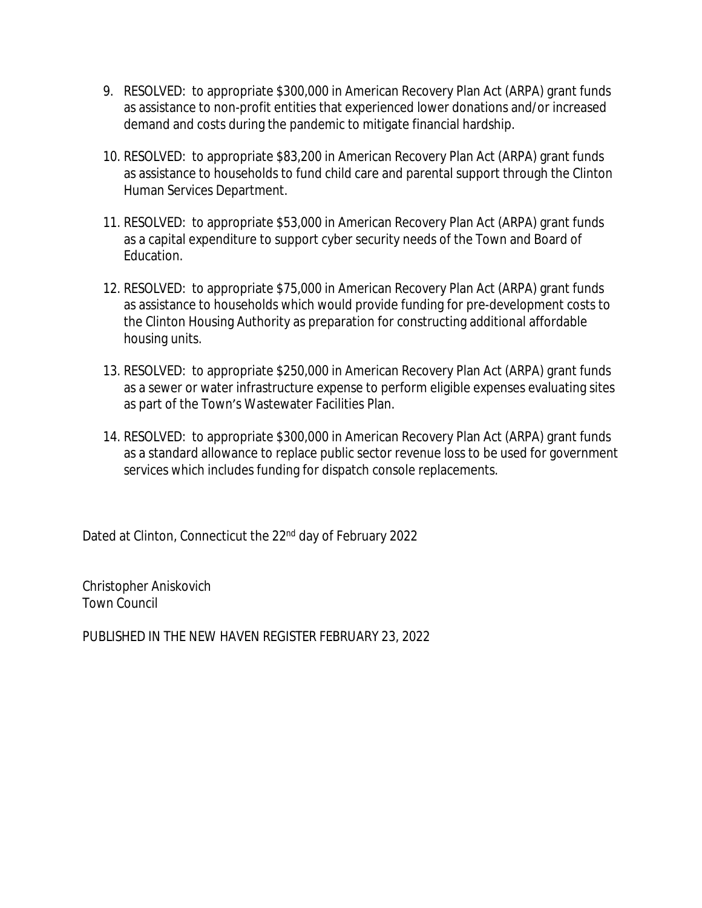9. RESOLVED: to appropriate $300,000 in American Recovery Plan Act (ARPA) grant funds as assistance to non-profit entities that experienced lower donations and/or increased demand and costs during the pandemic to mitigate financial hardship.

10. RESOLVED: to appropriate $83,200 in American Recovery Plan Act (ARPA) grant funds as assistance to households to fund child care and parental support through the Clinton Human Services Department.

11. RESOLVED: to appropriate $53,000 in American Recovery Plan Act (ARPA) grant funds as a capital expenditure to support cyber security needs of the Town and Board of Education.

12. RESOLVED: to appropriate $75,000 in American Recovery Plan Act (ARPA) grant funds as assistance to households which would provide funding for pre-development costs to the Clinton Housing Authority as preparation for constructing additional affordable housing units.

13. RESOLVED: to appropriate $250,000 in American Recovery Plan Act (ARPA) grant funds as a sewer or water infrastructure expense to perform eligible expenses evaluating sites as part of the Town's Wastewater Facilities Plan.

14. RESOLVED: to appropriate $300,000 in American Recovery Plan Act (ARPA) grant funds as a standard allowance to replace public sector revenue loss to be used for government services which includes funding for dispatch console replacements.

Dated at Clinton, Connecticut the 22nd day of February 2022

Christopher Aniskovich
Town Council

PUBLISHED IN THE NEW HAVEN REGISTER FEBRUARY 23, 2022